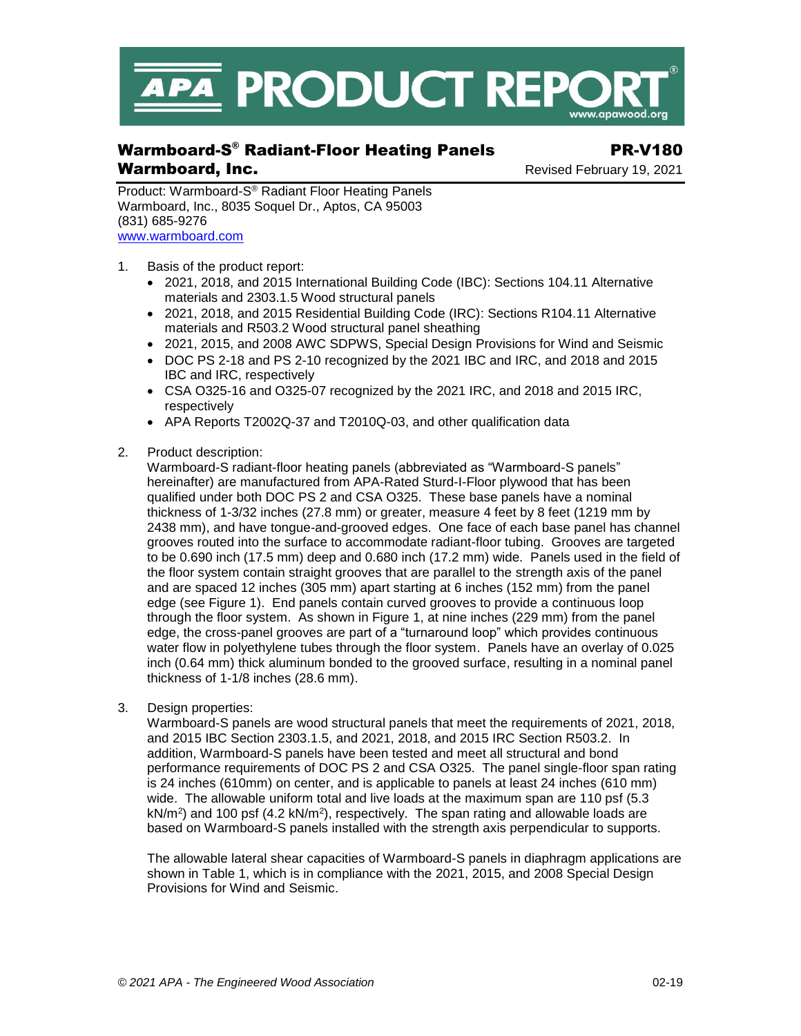# APA PRODUCT REPORT®

## Warmboard-S® Radiant-Floor Heating Panels — PR-V180

## Warmboard, Inc.

Revised February 19, 2021

Product: Warmboard-S® Radiant Floor Heating Panels
Warmboard, Inc., 8035 Soquel Dr., Aptos, CA 95003
(831) 685-9276
[www.warmboard.com](http://www.warmboard.com)

1. Basis of the product report:
   - 2021, 2018, and 2015 International Building Code (IBC): Sections 104.11 Alternative materials and 2303.1.5 Wood structural panels
   - 2021, 2018, and 2015 Residential Building Code (IRC): Sections R104.11 Alternative materials and R503.2 Wood structural panel sheathing
   - 2021, 2015, and 2008 AWC SDPWS, Special Design Provisions for Wind and Seismic
   - DOC PS 2-18 and PS 2-10 recognized by the 2021 IBC and IRC, and 2018 and 2015 IBC and IRC, respectively
   - CSA O325-16 and O325-07 recognized by the 2021 IRC, and 2018 and 2015 IRC, respectively
   - APA Reports T2002Q-37 and T2010Q-03, and other qualification data

2. Product description:
   Warmboard-S radiant-floor heating panels (abbreviated as "Warmboard-S panels" hereinafter) are manufactured from APA-Rated Sturd-I-Floor plywood that has been qualified under both DOC PS 2 and CSA O325. These base panels have a nominal thickness of 1-3/32 inches (27.8 mm) or greater, measure 4 feet by 8 feet (1219 mm by 2438 mm), and have tongue-and-grooved edges. One face of each base panel has channel grooves routed into the surface to accommodate radiant-floor tubing. Grooves are targeted to be 0.690 inch (17.5 mm) deep and 0.680 inch (17.2 mm) wide. Panels used in the field of the floor system contain straight grooves that are parallel to the strength axis of the panel and are spaced 12 inches (305 mm) apart starting at 6 inches (152 mm) from the panel edge (see Figure 1). End panels contain curved grooves to provide a continuous loop through the floor system. As shown in Figure 1, at nine inches (229 mm) from the panel edge, the cross-panel grooves are part of a "turnaround loop" which provides continuous water flow in polyethylene tubes through the floor system. Panels have an overlay of 0.025 inch (0.64 mm) thick aluminum bonded to the grooved surface, resulting in a nominal panel thickness of 1-1/8 inches (28.6 mm).

3. Design properties:
   Warmboard-S panels are wood structural panels that meet the requirements of 2021, 2018, and 2015 IBC Section 2303.1.5, and 2021, 2018, and 2015 IRC Section R503.2. In addition, Warmboard-S panels have been tested and meet all structural and bond performance requirements of DOC PS 2 and CSA O325. The panel single-floor span rating is 24 inches (610mm) on center, and is applicable to panels at least 24 inches (610 mm) wide. The allowable uniform total and live loads at the maximum span are 110 psf (5.3 kN/m²) and 100 psf (4.2 kN/m²), respectively. The span rating and allowable loads are based on Warmboard-S panels installed with the strength axis perpendicular to supports.

   The allowable lateral shear capacities of Warmboard-S panels in diaphragm applications are shown in Table 1, which is in compliance with the 2021, 2015, and 2008 Special Design Provisions for Wind and Seismic.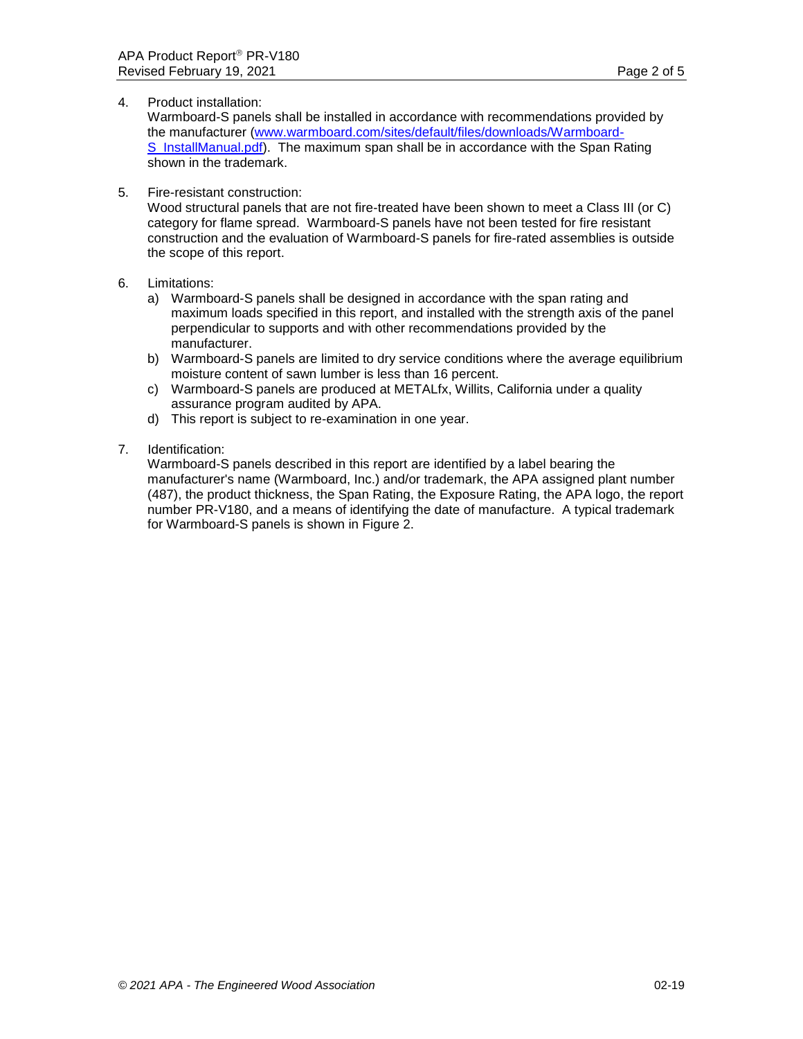4. Product installation:
   Warmboard-S panels shall be installed in accordance with recommendations provided by the manufacturer ([www.warmboard.com/sites/default/files/downloads/Warmboard-S_InstallManual.pdf](www.warmboard.com/sites/default/files/downloads/Warmboard-S_InstallManual.pdf)). The maximum span shall be in accordance with the Span Rating shown in the trademark.

5. Fire-resistant construction:
   Wood structural panels that are not fire-treated have been shown to meet a Class III (or C) category for flame spread. Warmboard-S panels have not been tested for fire resistant construction and the evaluation of Warmboard-S panels for fire-rated assemblies is outside the scope of this report.

6. Limitations:
   a) Warmboard-S panels shall be designed in accordance with the span rating and maximum loads specified in this report, and installed with the strength axis of the panel perpendicular to supports and with other recommendations provided by the manufacturer.
   b) Warmboard-S panels are limited to dry service conditions where the average equilibrium moisture content of sawn lumber is less than 16 percent.
   c) Warmboard-S panels are produced at METALfx, Willits, California under a quality assurance program audited by APA.
   d) This report is subject to re-examination in one year.

7. Identification:
   Warmboard-S panels described in this report are identified by a label bearing the manufacturer's name (Warmboard, Inc.) and/or trademark, the APA assigned plant number (487), the product thickness, the Span Rating, the Exposure Rating, the APA logo, the report number PR-V180, and a means of identifying the date of manufacture. A typical trademark for Warmboard-S panels is shown in Figure 2.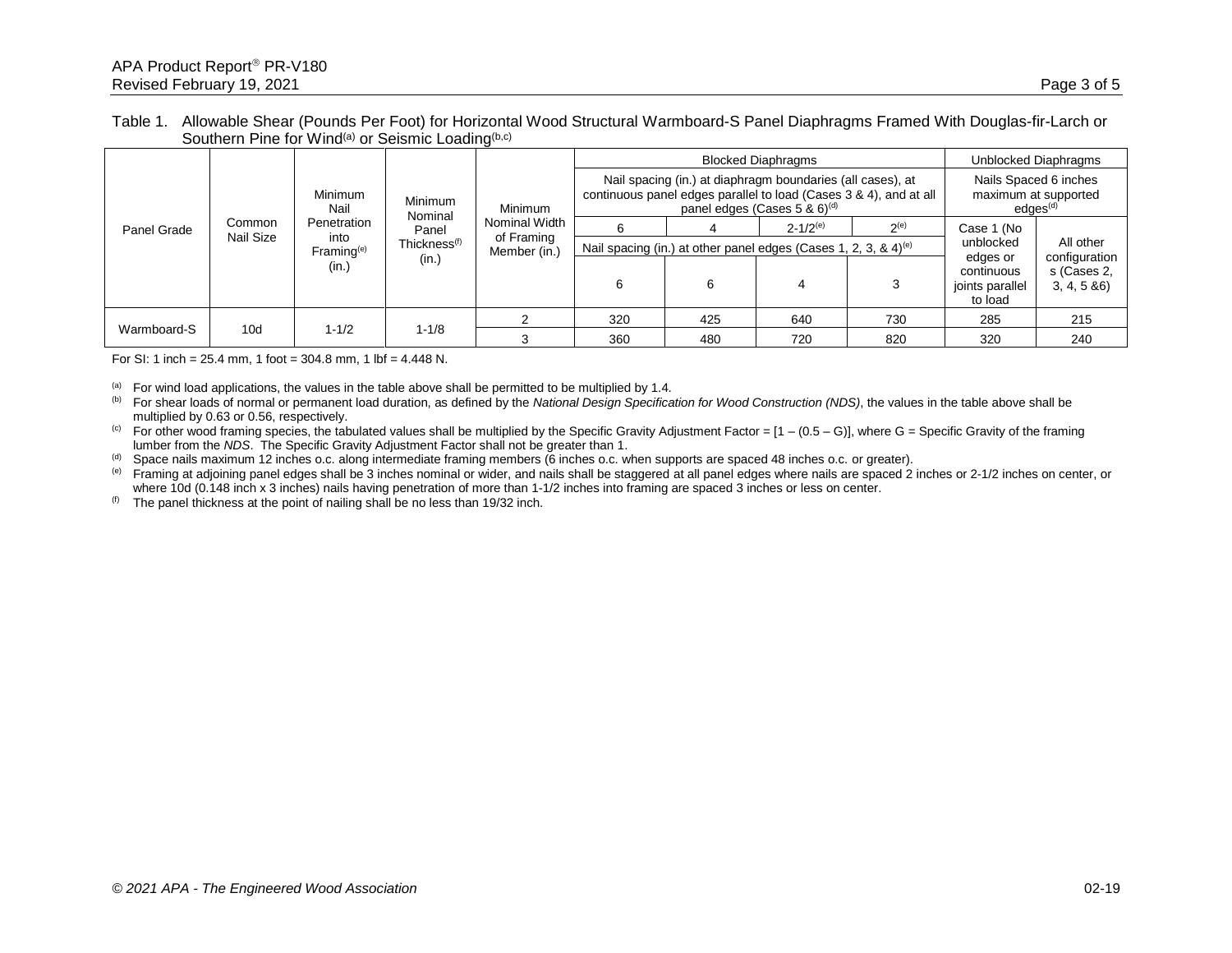Table 1. Allowable Shear (Pounds Per Foot) for Horizontal Wood Structural Warmboard-S Panel Diaphragms Framed With Douglas-fir-Larch or Southern Pine for Wind[a] or Seismic Loading[b,c]

| Panel Grade | Common Nail Size | Minimum Nail Penetration into Framing[e] (in.) | Minimum Nominal Panel Thickness[f] (in.) | Minimum Nominal Width of Framing Member (in.) | Blocked Diaphragms | | | | Unblocked Diaphragms | |
|---|---|---|---|---|---|---|---|---|---|---|
| | | | | | Nail spacing (in.) at diaphragm boundaries (all cases), at continuous panel edges parallel to load (Cases 3 & 4), and at all panel edges (Cases 5 & 6)[d] | | | | Nails Spaced 6 inches maximum at supported edges[d] | |
| | | | | | 6 | 4 | 2-1/2[e] | 2[e] | Case 1 (No unblocked edges or continuous joints parallel to load | All other configurations (Cases 2, 3, 4, 5 &6) |
| | | | | | Nail spacing (in.) at other panel edges (Cases 1, 2, 3, & 4)[e] | | | | | |
| | | | | | 6 | 6 | 4 | 3 | | |
| Warmboard-S | 10d | 1-1/2 | 1-1/8 | 2 | 320 | 425 | 640 | 730 | 285 | 215 |
| | | | | 3 | 360 | 480 | 720 | 820 | 320 | 240 |

For SI: 1 inch = 25.4 mm, 1 foot = 304.8 mm, 1 lbf = 4.448 N.

[a] For wind load applications, the values in the table above shall be permitted to be multiplied by 1.4.

[b] For shear loads of normal or permanent load duration, as defined by the *National Design Specification for Wood Construction (NDS)*, the values in the table above shall be multiplied by 0.63 or 0.56, respectively.

[c] For other wood framing species, the tabulated values shall be multiplied by the Specific Gravity Adjustment Factor = [1 – (0.5 – G)], where G = Specific Gravity of the framing lumber from the *NDS*. The Specific Gravity Adjustment Factor shall not be greater than 1.

[d] Space nails maximum 12 inches o.c. along intermediate framing members (6 inches o.c. when supports are spaced 48 inches o.c. or greater).

[e] Framing at adjoining panel edges shall be 3 inches nominal or wider, and nails shall be staggered at all panel edges where nails are spaced 2 inches or 2-1/2 inches on center, or where 10d (0.148 inch x 3 inches) nails having penetration of more than 1-1/2 inches into framing are spaced 3 inches or less on center.

[f] The panel thickness at the point of nailing shall be no less than 19/32 inch.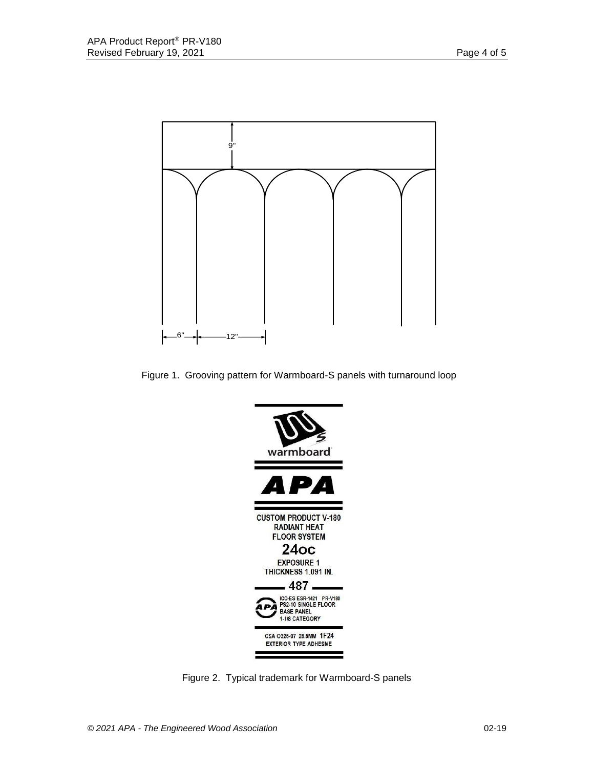Figure 1. Grooving pattern for Warmboard-S panels with turnaround loop

Figure 2. Typical trademark for Warmboard-S panels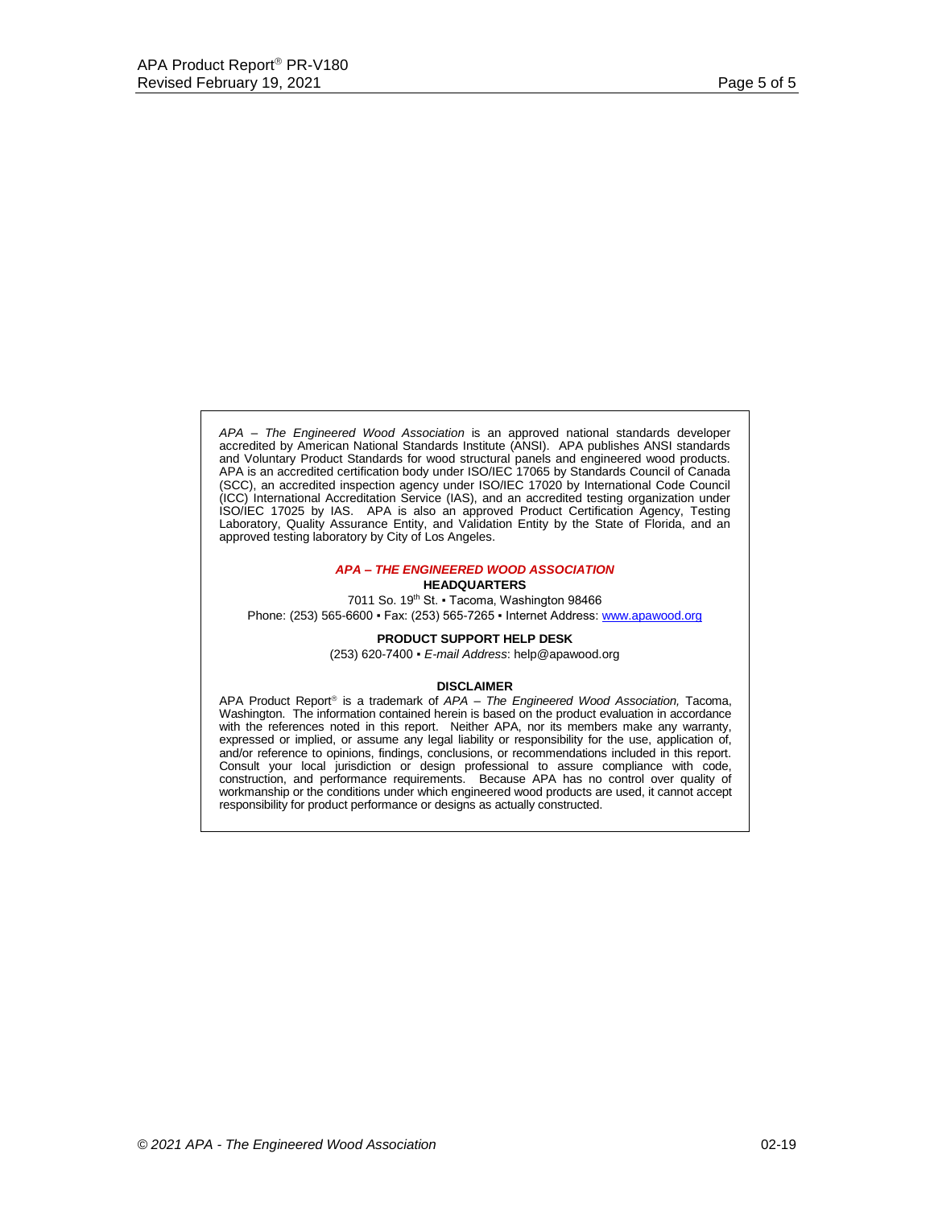*APA – The Engineered Wood Association* is an approved national standards developer accredited by American National Standards Institute (ANSI). APA publishes ANSI standards and Voluntary Product Standards for wood structural panels and engineered wood products. APA is an accredited certification body under ISO/IEC 17065 by Standards Council of Canada (SCC), an accredited inspection agency under ISO/IEC 17020 by International Code Council (ICC) International Accreditation Service (IAS), and an accredited testing organization under ISO/IEC 17025 by IAS. APA is also an approved Product Certification Agency, Testing Laboratory, Quality Assurance Entity, and Validation Entity by the State of Florida, and an approved testing laboratory by City of Los Angeles.

***APA – THE ENGINEERED WOOD ASSOCIATION***

**HEADQUARTERS**

7011 So. 19th St. ▪ Tacoma, Washington 98466

Phone: (253) 565-6600 ▪ Fax: (253) 565-7265 ▪ Internet Address: www.apawood.org

**PRODUCT SUPPORT HELP DESK**

(253) 620-7400 ▪ *E-mail Address*: help@apawood.org

**DISCLAIMER**

APA Product Report® is a trademark of *APA – The Engineered Wood Association,* Tacoma, Washington. The information contained herein is based on the product evaluation in accordance with the references noted in this report. Neither APA, nor its members make any warranty, expressed or implied, or assume any legal liability or responsibility for the use, application of, and/or reference to opinions, findings, conclusions, or recommendations included in this report. Consult your local jurisdiction or design professional to assure compliance with code, construction, and performance requirements. Because APA has no control over quality of workmanship or the conditions under which engineered wood products are used, it cannot accept responsibility for product performance or designs as actually constructed.